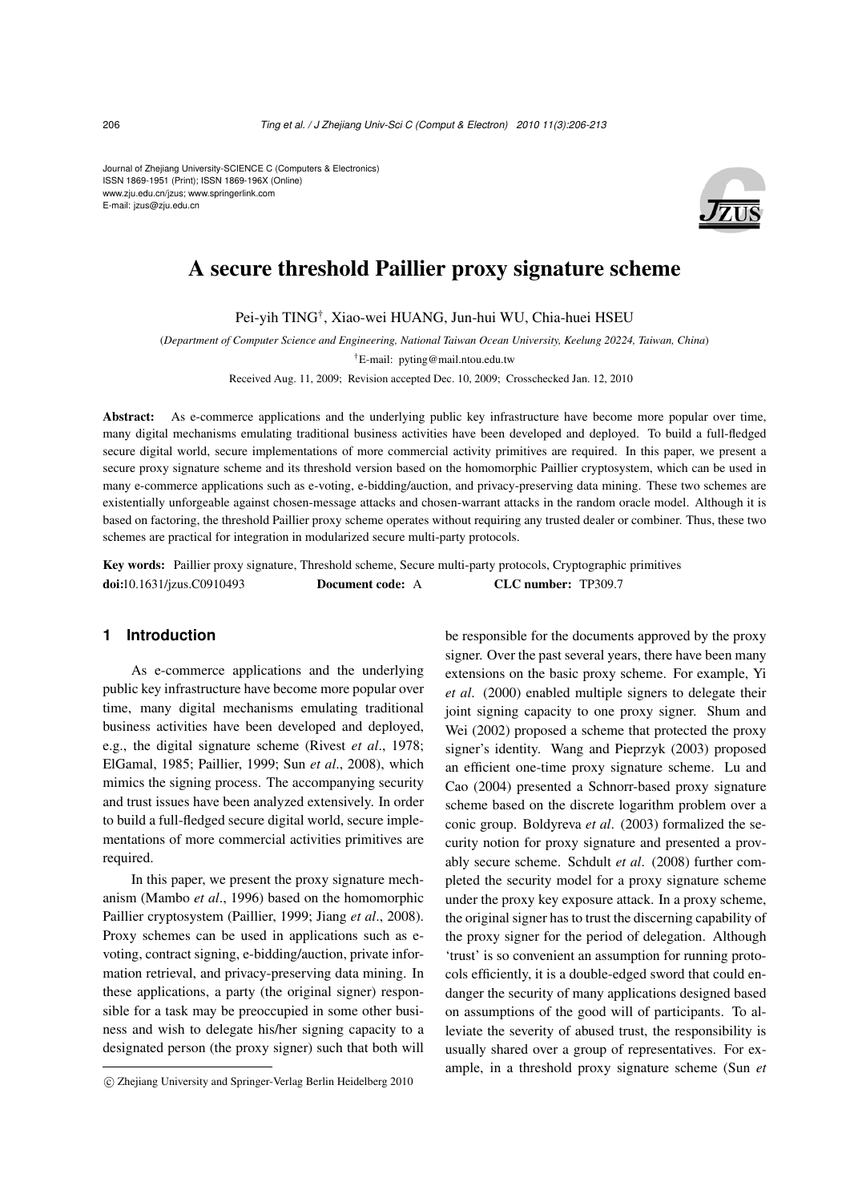Journal of Zhejiang University-SCIENCE C (Computers & Electronics)
ISSN 1869-1951 (Print); ISSN 1869-196X (Online)
www.zju.edu.cn/jzus; www.springerlink.com
E-mail: jzus@zju.edu.cn

# A secure threshold Paillier proxy signature scheme

Pei-yih TING[†], Xiao-wei HUANG, Jun-hui WU, Chia-huei HSEU

(*Department of Computer Science and Engineering, National Taiwan Ocean University, Keelung 20224, Taiwan, China*)

[†]E-mail: pyting@mail.ntou.edu.tw

Received Aug. 11, 2009; Revision accepted Dec. 10, 2009; Crosschecked Jan. 12, 2010

**Abstract:** As e-commerce applications and the underlying public key infrastructure have become more popular over time, many digital mechanisms emulating traditional business activities have been developed and deployed. To build a full-fledged secure digital world, secure implementations of more commercial activity primitives are required. In this paper, we present a secure proxy signature scheme and its threshold version based on the homomorphic Paillier cryptosystem, which can be used in many e-commerce applications such as e-voting, e-bidding/auction, and privacy-preserving data mining. These two schemes are existentially unforgeable against chosen-message attacks and chosen-warrant attacks in the random oracle model. Although it is based on factoring, the threshold Paillier proxy scheme operates without requiring any trusted dealer or combiner. Thus, these two schemes are practical for integration in modularized secure multi-party protocols.

**Key words:** Paillier proxy signature, Threshold scheme, Secure multi-party protocols, Cryptographic primitives

**doi:**10.1631/jzus.C0910493 **Document code:** A **CLC number:** TP309.7

## 1 Introduction

As e-commerce applications and the underlying public key infrastructure have become more popular over time, many digital mechanisms emulating traditional business activities have been developed and deployed, e.g., the digital signature scheme (Rivest *et al*., 1978; ElGamal, 1985; Paillier, 1999; Sun *et al*., 2008), which mimics the signing process. The accompanying security and trust issues have been analyzed extensively. In order to build a full-fledged secure digital world, secure implementations of more commercial activities primitives are required.

In this paper, we present the proxy signature mechanism (Mambo *et al*., 1996) based on the homomorphic Paillier cryptosystem (Paillier, 1999; Jiang *et al*., 2008). Proxy schemes can be used in applications such as e-voting, contract signing, e-bidding/auction, private information retrieval, and privacy-preserving data mining. In these applications, a party (the original signer) responsible for a task may be preoccupied in some other business and wish to delegate his/her signing capacity to a designated person (the proxy signer) such that both will be responsible for the documents approved by the proxy signer. Over the past several years, there have been many extensions on the basic proxy scheme. For example, Yi *et al*. (2000) enabled multiple signers to delegate their joint signing capacity to one proxy signer. Shum and Wei (2002) proposed a scheme that protected the proxy signer's identity. Wang and Pieprzyk (2003) proposed an efficient one-time proxy signature scheme. Lu and Cao (2004) presented a Schnorr-based proxy signature scheme based on the discrete logarithm problem over a conic group. Boldyreva *et al*. (2003) formalized the security notion for proxy signature and presented a provably secure scheme. Schdult *et al*. (2008) further completed the security model for a proxy signature scheme under the proxy key exposure attack. In a proxy scheme, the original signer has to trust the discerning capability of the proxy signer for the period of delegation. Although 'trust' is so convenient an assumption for running protocols efficiently, it is a double-edged sword that could endanger the security of many applications designed based on assumptions of the good will of participants. To alleviate the severity of abused trust, the responsibility is usually shared over a group of representatives. For example, in a threshold proxy signature scheme (Sun *et*

© Zhejiang University and Springer-Verlag Berlin Heidelberg 2010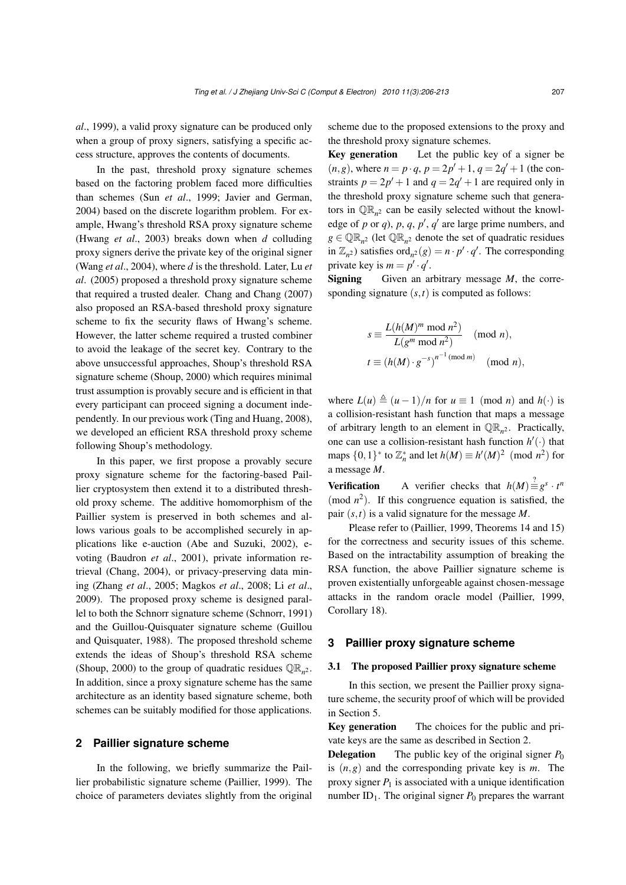*al*., 1999), a valid proxy signature can be produced only when a group of proxy signers, satisfying a specific access structure, approves the contents of documents.

In the past, threshold proxy signature schemes based on the factoring problem faced more difficulties than schemes (Sun *et al*., 1999; Javier and German, 2004) based on the discrete logarithm problem. For example, Hwang's threshold RSA proxy signature scheme (Hwang *et al*., 2003) breaks down when $d$ colluding proxy signers derive the private key of the original signer (Wang *et al*., 2004), where $d$ is the threshold. Later, Lu *et al*. (2005) proposed a threshold proxy signature scheme that required a trusted dealer. Chang and Chang (2007) also proposed an RSA-based threshold proxy signature scheme to fix the security flaws of Hwang's scheme. However, the latter scheme required a trusted combiner to avoid the leakage of the secret key. Contrary to the above unsuccessful approaches, Shoup's threshold RSA signature scheme (Shoup, 2000) which requires minimal trust assumption is provably secure and is efficient in that every participant can proceed signing a document independently. In our previous work (Ting and Huang, 2008), we developed an efficient RSA threshold proxy scheme following Shoup's methodology.

In this paper, we first propose a provably secure proxy signature scheme for the factoring-based Paillier cryptosystem then extend it to a distributed threshold proxy scheme. The additive homomorphism of the Paillier system is preserved in both schemes and allows various goals to be accomplished securely in applications like e-auction (Abe and Suzuki, 2002), e-voting (Baudron *et al*., 2001), private information retrieval (Chang, 2004), or privacy-preserving data mining (Zhang *et al*., 2005; Magkos *et al*., 2008; Li *et al*., 2009). The proposed proxy scheme is designed parallel to both the Schnorr signature scheme (Schnorr, 1991) and the Guillou-Quisquater signature scheme (Guillou and Quisquater, 1988). The proposed threshold scheme extends the ideas of Shoup's threshold RSA scheme (Shoup, 2000) to the group of quadratic residues $\mathbb{QR}_{n^2}$. In addition, since a proxy signature scheme has the same architecture as an identity based signature scheme, both schemes can be suitably modified for those applications.

## 2 Paillier signature scheme

In the following, we briefly summarize the Paillier probabilistic signature scheme (Paillier, 1999). The choice of parameters deviates slightly from the original scheme due to the proposed extensions to the proxy and the threshold proxy signature schemes.

**Key generation** Let the public key of a signer be $(n, g)$, where $n = p \cdot q$, $p = 2p' + 1$, $q = 2q' + 1$ (the constraints $p = 2p' + 1$ and $q = 2q' + 1$ are required only in the threshold proxy signature scheme such that generators in $\mathbb{QR}_{n^2}$ can be easily selected without the knowledge of $p$ or $q$), $p$, $q$, $p'$, $q'$ are large prime numbers, and $g \in \mathbb{QR}_{n^2}$ (let $\mathbb{QR}_{n^2}$ denote the set of quadratic residues in $\mathbb{Z}_{n^2}$) satisfies $\text{ord}_{n^2}(g) = n \cdot p' \cdot q'$. The corresponding private key is $m = p' \cdot q'$.

**Signing** Given an arbitrary message $M$, the corresponding signature $(s, t)$ is computed as follows:

$$s \equiv \frac{L(h(M)^m \bmod n^2)}{L(g^m \bmod n^2)} \pmod n,$$

$$t \equiv (h(M) \cdot g^{-s})^{n^{-1} \pmod m} \pmod n,$$

where $L(u) \triangleq (u-1)/n$ for $u \equiv 1 \pmod n$ and $h(\cdot)$ is a collision-resistant hash function that maps a message of arbitrary length to an element in $\mathbb{QR}_{n^2}$. Practically, one can use a collision-resistant hash function $h'(\cdot)$ that maps $\{0,1\}^*$ to $\mathbb{Z}_n^*$ and let $h(M) \equiv h'(M)^2 \pmod{n^2}$ for a message $M$.

**Verification** A verifier checks that $h(M) \stackrel{?}{\equiv} g^s \cdot t^n \pmod{n^2}$. If this congruence equation is satisfied, the pair $(s, t)$ is a valid signature for the message $M$.

Please refer to (Paillier, 1999, Theorems 14 and 15) for the correctness and security issues of this scheme. Based on the intractability assumption of breaking the RSA function, the above Paillier signature scheme is proven existentially unforgeable against chosen-message attacks in the random oracle model (Paillier, 1999, Corollary 18).

## 3 Paillier proxy signature scheme

### 3.1 The proposed Paillier proxy signature scheme

In this section, we present the Paillier proxy signature scheme, the security proof of which will be provided in Section 5.

**Key generation** The choices for the public and private keys are the same as described in Section 2.

**Delegation** The public key of the original signer $P_0$ is $(n, g)$ and the corresponding private key is $m$. The proxy signer $P_1$ is associated with a unique identification number $\text{ID}_1$. The original signer $P_0$ prepares the warrant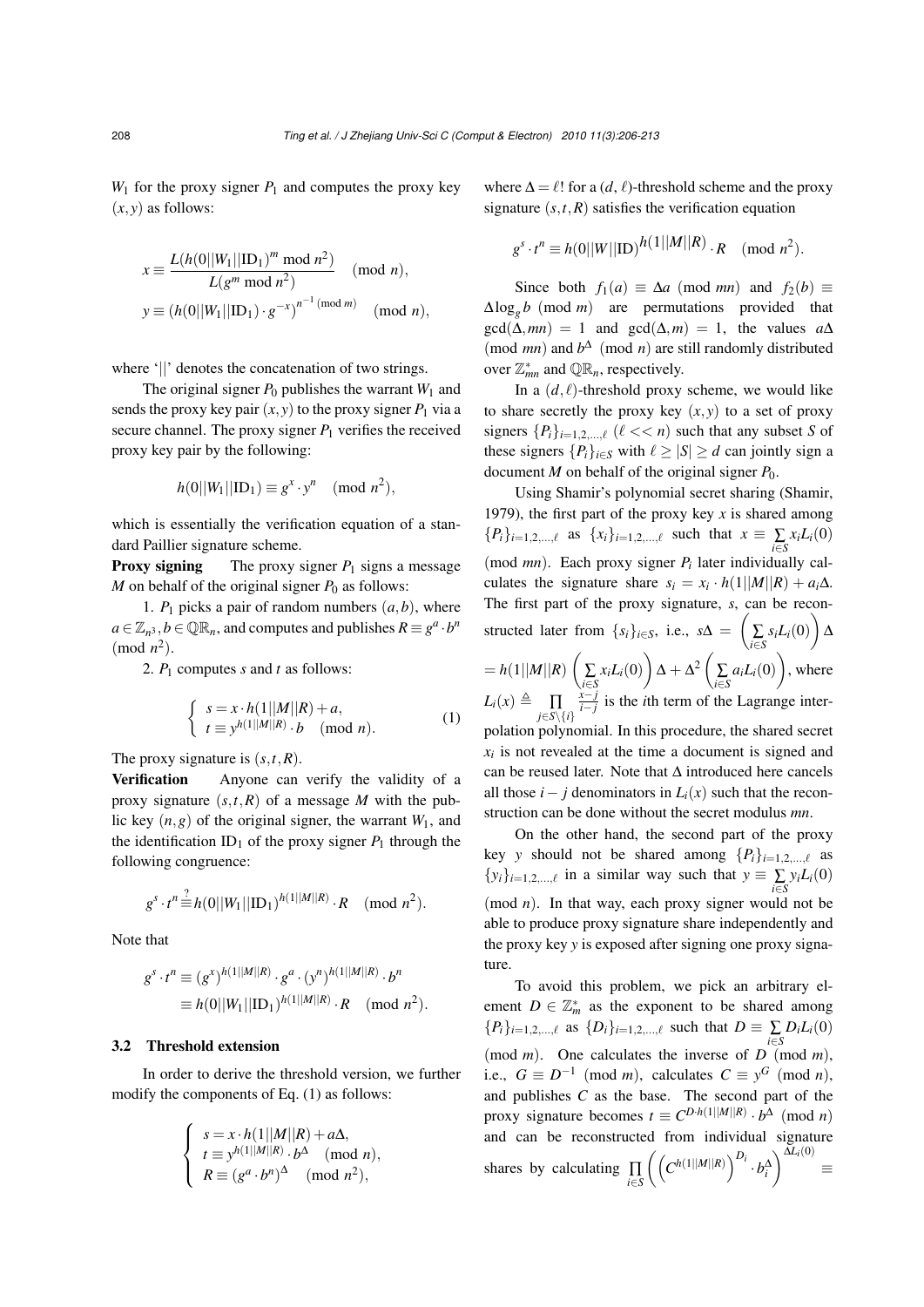$W_1$ for the proxy signer $P_1$ and computes the proxy key $(x, y)$ as follows:

$$x \equiv \frac{L(h(0||W_1||\mathrm{ID}_1)^m \bmod n^2)}{L(g^m \bmod n^2)} \pmod{n},$$
$$y \equiv (h(0||W_1||\mathrm{ID}_1) \cdot g^{-x})^{n^{-1} \pmod{m}} \pmod{n},$$

where '||' denotes the concatenation of two strings.

The original signer $P_0$ publishes the warrant $W_1$ and sends the proxy key pair $(x, y)$ to the proxy signer $P_1$ via a secure channel. The proxy signer $P_1$ verifies the received proxy key pair by the following:

$$h(0||W_1||\mathrm{ID}_1) \equiv g^x \cdot y^n \pmod{n^2},$$

which is essentially the verification equation of a standard Paillier signature scheme.

**Proxy signing** The proxy signer $P_1$ signs a message $M$ on behalf of the original signer $P_0$ as follows:

1. $P_1$ picks a pair of random numbers $(a, b)$, where $a \in \mathbb{Z}_{n^3}, b \in \mathbb{QR}_n$, and computes and publishes $R \equiv g^a \cdot b^n \pmod{n^2}$.

2. $P_1$ computes $s$ and $t$ as follows:

$$\begin{cases} s = x \cdot h(1||M||R) + a, \\ t \equiv y^{h(1||M||R)} \cdot b \pmod{n}. \end{cases} \tag{1}$$

The proxy signature is $(s, t, R)$.

**Verification** Anyone can verify the validity of a proxy signature $(s, t, R)$ of a message $M$ with the public key $(n, g)$ of the original signer, the warrant $W_1$, and the identification $\mathrm{ID}_1$ of the proxy signer $P_1$ through the following congruence:

$$g^s \cdot t^n \stackrel{?}{\equiv} h(0||W_1||\mathrm{ID}_1)^{h(1||M||R)} \cdot R \pmod{n^2}.$$

Note that

$$g^s \cdot t^n \equiv (g^x)^{h(1||M||R)} \cdot g^a \cdot (y^n)^{h(1||M||R)} \cdot b^n$$
$$\equiv h(0||W_1||\mathrm{ID}_1)^{h(1||M||R)} \cdot R \pmod{n^2}.$$

### 3.2 Threshold extension

In order to derive the threshold version, we further modify the components of Eq. (1) as follows:

$$\begin{cases} s = x \cdot h(1||M||R) + a\Delta, \\ t \equiv y^{h(1||M||R)} \cdot b^{\Delta} \pmod{n}, \\ R \equiv (g^a \cdot b^n)^{\Delta} \pmod{n^2}, \end{cases}$$

where $\Delta = \ell!$ for a $(d, \ell)$-threshold scheme and the proxy signature $(s, t, R)$ satisfies the verification equation

$$g^s \cdot t^n \equiv h(0||W||\mathrm{ID})^{h(1||M||R)} \cdot R \pmod{n^2}.$$

Since both $f_1(a) \equiv \Delta a \pmod{mn}$ and $f_2(b) \equiv \Delta \log_g b \pmod{m}$ are permutations provided that $\gcd(\Delta, mn) = 1$ and $\gcd(\Delta, m) = 1$, the values $a\Delta \pmod{mn}$ and $b^{\Delta} \pmod{n}$ are still randomly distributed over $\mathbb{Z}^*_{mn}$ and $\mathbb{QR}_n$, respectively.

In a $(d, \ell)$-threshold proxy scheme, we would like to share secretly the proxy key $(x, y)$ to a set of proxy signers $\{P_i\}_{i=1,2,\ldots,\ell}$ ($\ell << n$) such that any subset $S$ of these signers $\{P_i\}_{i \in S}$ with $\ell \geq |S| \geq d$ can jointly sign a document $M$ on behalf of the original signer $P_0$.

Using Shamir's polynomial secret sharing (Shamir, 1979), the first part of the proxy key $x$ is shared among $\{P_i\}_{i=1,2,\ldots,\ell}$ as $\{x_i\}_{i=1,2,\ldots,\ell}$ such that $x \equiv \sum_{i \in S} x_i L_i(0) \pmod{mn}$. Each proxy signer $P_i$ later individually calculates the signature share $s_i = x_i \cdot h(1||M||R) + a_i\Delta$. The first part of the proxy signature, $s$, can be reconstructed later from $\{s_i\}_{i \in S}$, i.e., $s\Delta = \left(\sum_{i \in S} s_i L_i(0)\right)\Delta = h(1||M||R)\left(\sum_{i \in S} x_i L_i(0)\right)\Delta + \Delta^2\left(\sum_{i \in S} a_i L_i(0)\right)$, where $L_i(x) \triangleq \prod_{j \in S \setminus \{i\}} \frac{x-j}{i-j}$ is the $i$th term of the Lagrange interpolation polynomial. In this procedure, the shared secret $x_i$ is not revealed at the time a document is signed and can be reused later. Note that $\Delta$ introduced here cancels all those $i - j$ denominators in $L_i(x)$ such that the reconstruction can be done without the secret modulus $mn$.

On the other hand, the second part of the proxy key $y$ should not be shared among $\{P_i\}_{i=1,2,\ldots,\ell}$ as $\{y_i\}_{i=1,2,\ldots,\ell}$ in a similar way such that $y \equiv \sum_{i \in S} y_i L_i(0) \pmod{n}$. In that way, each proxy signer would not be able to produce proxy signature share independently and the proxy key $y$ is exposed after signing one proxy signature.

To avoid this problem, we pick an arbitrary element $D \in \mathbb{Z}^*_m$ as the exponent to be shared among $\{P_i\}_{i=1,2,\ldots,\ell}$ as $\{D_i\}_{i=1,2,\ldots,\ell}$ such that $D \equiv \sum_{i \in S} D_i L_i(0) \pmod{m}$. One calculates the inverse of $D \pmod{m}$, i.e., $G \equiv D^{-1} \pmod{m}$, calculates $C \equiv y^G \pmod{n}$, and publishes $C$ as the base. The second part of the proxy signature becomes $t \equiv C^{D \cdot h(1||M||R)} \cdot b^{\Delta} \pmod{n}$ and can be reconstructed from individual signature shares by calculating $\prod_{i \in S}\left(\left(C^{h(1||M||R)}\right)^{D_i} \cdot b_i^{\Delta}\right)^{\Delta L_i(0)} \equiv$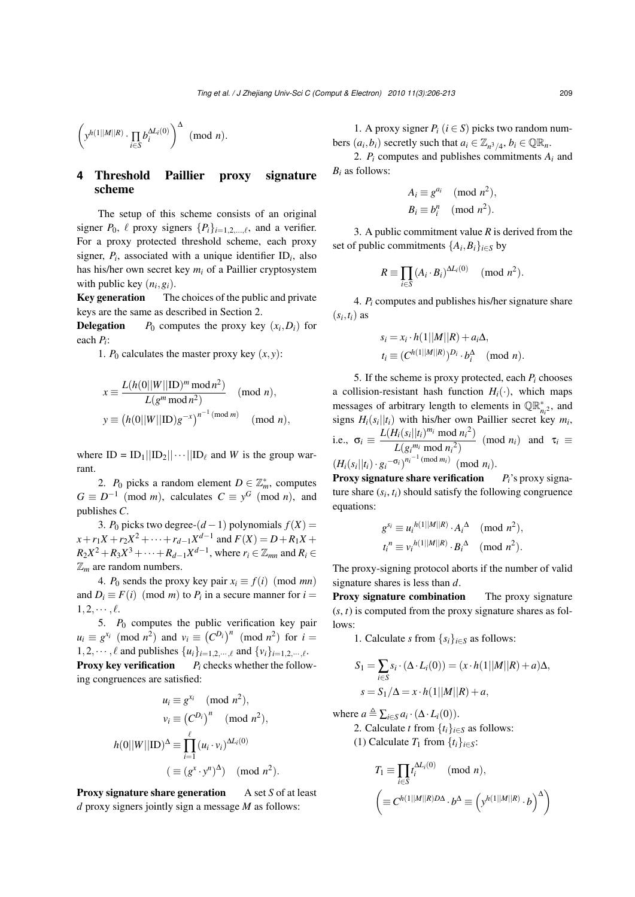$$\left(y^{h(1||M||R)} \cdot \prod_{i \in S} b_i^{\Delta L_i(0)}\right)^{\Delta} \pmod{n}.$$

## 4 Threshold Paillier proxy signature scheme

The setup of this scheme consists of an original signer $P_0$, $\ell$ proxy signers $\{P_i\}_{i=1,2,\dots,\ell}$, and a verifier. For a proxy protected threshold scheme, each proxy signer, $P_i$, associated with a unique identifier $\text{ID}_i$, also has his/her own secret key $m_i$ of a Paillier cryptosystem with public key $(n_i, g_i)$.

**Key generation** The choices of the public and private keys are the same as described in Section 2.

**Delegation** $P_0$ computes the proxy key $(x_i, D_i)$ for each $P_i$:

1. $P_0$ calculates the master proxy key $(x, y)$:

$$x \equiv \frac{L(h(0||W||\text{ID})^m \bmod n^2)}{L(g^m \bmod n^2)} \pmod{n},$$
$$y \equiv \left(h(0||W||\text{ID}) g^{-x}\right)^{n^{-1} \pmod{m}} \pmod{n},$$

where $\text{ID} = \text{ID}_1||\text{ID}_2||\cdots||\text{ID}_\ell$ and $W$ is the group warrant.

2. $P_0$ picks a random element $D \in \mathbb{Z}_m^*$, computes $G \equiv D^{-1} \pmod{m}$, calculates $C \equiv y^G \pmod{n}$, and publishes $C$.

3. $P_0$ picks two degree-$(d-1)$ polynomials $f(X) = x + r_1 X + r_2 X^2 + \cdots + r_{d-1} X^{d-1}$ and $F(X) = D + R_1 X + R_2 X^2 + R_3 X^3 + \cdots + R_{d-1} X^{d-1}$, where $r_i \in \mathbb{Z}_{mn}$ and $R_i \in \mathbb{Z}_m$ are random numbers.

4. $P_0$ sends the proxy key pair $x_i \equiv f(i) \pmod{mn}$ and $D_i \equiv F(i) \pmod{m}$ to $P_i$ in a secure manner for $i = 1, 2, \cdots, \ell$.

5. $P_0$ computes the public verification key pair $u_i \equiv g^{x_i} \pmod{n^2}$ and $v_i \equiv \left(C^{D_i}\right)^n \pmod{n^2}$ for $i = 1, 2, \cdots, \ell$ and publishes $\{u_i\}_{i=1,2,\cdots,\ell}$ and $\{v_i\}_{i=1,2,\cdots,\ell}$.

**Proxy key verification** $P_i$ checks whether the following congruences are satisfied:

$$u_i \equiv g^{x_i} \pmod{n^2},$$
$$v_i \equiv \left(C^{D_i}\right)^n \pmod{n^2},$$
$$h(0||W||\text{ID})^{\Delta} \equiv \prod_{i=1}^{\ell} (u_i \cdot v_i)^{\Delta L_i(0)}$$
$$(\equiv (g^x \cdot y^n)^{\Delta}) \pmod{n^2}.$$

**Proxy signature share generation** A set $S$ of at least $d$ proxy signers jointly sign a message $M$ as follows:

1. A proxy signer $P_i$ $(i \in S)$ picks two random numbers $(a_i, b_i)$ secretly such that $a_i \in \mathbb{Z}_{n^3/4}$, $b_i \in \mathbb{QR}_n$.

2. $P_i$ computes and publishes commitments $A_i$ and $B_i$ as follows:

$$A_i \equiv g^{a_i} \pmod{n^2},$$
$$B_i \equiv b_i^n \pmod{n^2}.$$

3. A public commitment value $R$ is derived from the set of public commitments $\{A_i, B_i\}_{i \in S}$ by

$$R \equiv \prod_{i \in S} (A_i \cdot B_i)^{\Delta L_i(0)} \pmod{n^2}.$$

4. $P_i$ computes and publishes his/her signature share $(s_i, t_i)$ as

$$s_i = x_i \cdot h(1||M||R) + a_i \Delta,$$
$$t_i \equiv (C^{h(1||M||R)})^{D_i} \cdot b_i^{\Delta} \pmod{n}.$$

5. If the scheme is proxy protected, each $P_i$ chooses a collision-resistant hash function $H_i(\cdot)$, which maps messages of arbitrary length to elements in $\mathbb{QR}^*_{n_i^2}$, and signs $H_i(s_i||t_i)$ with his/her own Paillier secret key $m_i$, i.e., $\sigma_i \equiv \dfrac{L(H_i(s_i||t_i)^{m_i} \bmod n_i^2)}{L(g_i^{m_i} \bmod n_i^2)} \pmod{n_i}$ and $\tau_i \equiv (H_i(s_i||t_i) \cdot g_i^{-\sigma_i})^{n_i^{-1} \pmod{m_i}} \pmod{n_i}$.

**Proxy signature share verification** $P_i$'s proxy signature share $(s_i, t_i)$ should satisfy the following congruence equations:

$$g^{s_i} \equiv {u_i}^{h(1||M||R)} \cdot {A_i}^{\Delta} \pmod{n^2},$$
$${t_i}^n \equiv {v_i}^{h(1||M||R)} \cdot {B_i}^{\Delta} \pmod{n^2}.$$

The proxy-signing protocol aborts if the number of valid signature shares is less than $d$.

**Proxy signature combination** The proxy signature $(s, t)$ is computed from the proxy signature shares as follows:

1. Calculate $s$ from $\{s_i\}_{i \in S}$ as follows:

$$S_1 = \sum_{i \in S} s_i \cdot (\Delta \cdot L_i(0)) = (x \cdot h(1||M||R) + a)\Delta,$$
$$s = S_1/\Delta = x \cdot h(1||M||R) + a,$$

where $a \triangleq \sum_{i \in S} a_i \cdot (\Delta \cdot L_i(0))$.

2. Calculate $t$ from $\{t_i\}_{i \in S}$ as follows:

(1) Calculate $T_1$ from $\{t_i\}_{i \in S}$:

$$T_1 \equiv \prod_{i \in S} t_i^{\Delta L_i(0)} \pmod{n},$$
$$\left(\equiv C^{h(1||M||R) D \Delta} \cdot b^{\Delta} \equiv \left(y^{h(1||M||R)} \cdot b\right)^{\Delta}\right)$$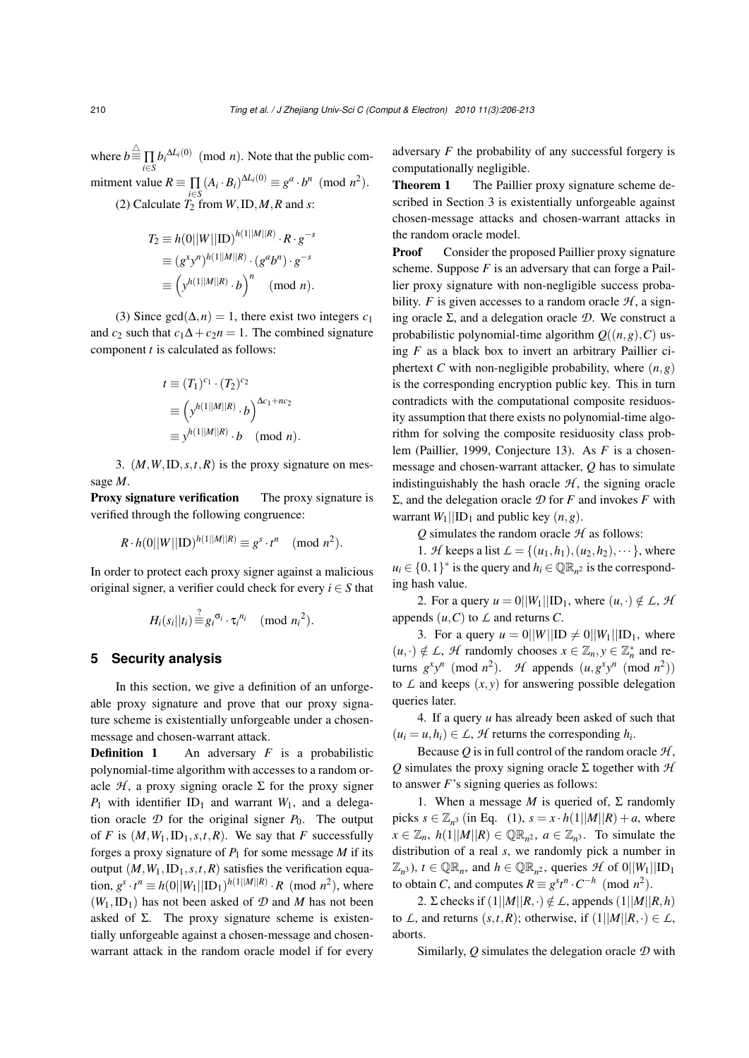where $b \stackrel{\triangle}{\equiv} \prod_{i \in S} b_i^{\Delta L_i(0)} \pmod{n}$. Note that the public commitment value $R \equiv \prod_{i \in S} (A_i \cdot B_i)^{\Delta L_i(0)} \equiv g^a \cdot b^n \pmod{n^2}$.

(2) Calculate $T_2$ from $W, \mathrm{ID}, M, R$ and $s$:

$$
\begin{aligned}
T_2 &\equiv h(0||W||\mathrm{ID})^{h(1||M||R)} \cdot R \cdot g^{-s} \\
&\equiv (g^x y^n)^{h(1||M||R)} \cdot (g^a b^n) \cdot g^{-s} \\
&\equiv \left(y^{h(1||M||R)} \cdot b\right)^n \pmod{n}.
\end{aligned}
$$

(3) Since $\gcd(\Delta, n) = 1$, there exist two integers $c_1$ and $c_2$ such that $c_1\Delta + c_2 n = 1$. The combined signature component $t$ is calculated as follows:

$$
\begin{aligned}
t &\equiv (T_1)^{c_1} \cdot (T_2)^{c_2} \\
&\equiv \left(y^{h(1||M||R)} \cdot b\right)^{\Delta c_1 + n c_2} \\
&\equiv y^{h(1||M||R)} \cdot b \pmod{n}.
\end{aligned}
$$

3. $(M, W, \mathrm{ID}, s, t, R)$ is the proxy signature on message $M$.

**Proxy signature verification** The proxy signature is verified through the following congruence:

$$
R \cdot h(0||W||\mathrm{ID})^{h(1||M||R)} \equiv g^s \cdot t^n \pmod{n^2}.
$$

In order to protect each proxy signer against a malicious original signer, a verifier could check for every $i \in S$ that

$$
H_i(s_i||t_i) \stackrel{?}{\equiv} g_i^{\sigma_i} \cdot \tau_i^{n_i} \pmod{n_i^2}.
$$

## 5 Security analysis

In this section, we give a definition of an unforgeable proxy signature and prove that our proxy signature scheme is existentially unforgeable under a chosen-message and chosen-warrant attack.

**Definition 1** An adversary $F$ is a probabilistic polynomial-time algorithm with accesses to a random oracle $\mathcal{H}$, a proxy signing oracle $\Sigma$ for the proxy signer $P_1$ with identifier $\mathrm{ID}_1$ and warrant $W_1$, and a delegation oracle $\mathcal{D}$ for the original signer $P_0$. The output of $F$ is $(M, W_1, \mathrm{ID}_1, s, t, R)$. We say that $F$ successfully forges a proxy signature of $P_1$ for some message $M$ if its output $(M, W_1, \mathrm{ID}_1, s, t, R)$ satisfies the verification equation, $g^s \cdot t^n \equiv h(0||W_1||\mathrm{ID}_1)^{h(1||M||R)} \cdot R \pmod{n^2}$, where $(W_1, \mathrm{ID}_1)$ has not been asked of $\mathcal{D}$ and $M$ has not been asked of $\Sigma$. The proxy signature scheme is existentially unforgeable against a chosen-message and chosen-warrant attack in the random oracle model if for every adversary $F$ the probability of any successful forgery is computationally negligible.

**Theorem 1** The Paillier proxy signature scheme described in Section 3 is existentially unforgeable against chosen-message attacks and chosen-warrant attacks in the random oracle model.

**Proof** Consider the proposed Paillier proxy signature scheme. Suppose $F$ is an adversary that can forge a Paillier proxy signature with non-negligible success probability. $F$ is given accesses to a random oracle $\mathcal{H}$, a signing oracle $\Sigma$, and a delegation oracle $\mathcal{D}$. We construct a probabilistic polynomial-time algorithm $Q((n,g), C)$ using $F$ as a black box to invert an arbitrary Paillier ciphertext $C$ with non-negligible probability, where $(n, g)$ is the corresponding encryption public key. This in turn contradicts with the computational composite residuosity assumption that there exists no polynomial-time algorithm for solving the composite residuosity class problem (Paillier, 1999, Conjecture 13). As $F$ is a chosen-message and chosen-warrant attacker, $Q$ has to simulate indistinguishably the hash oracle $\mathcal{H}$, the signing oracle $\Sigma$, and the delegation oracle $\mathcal{D}$ for $F$ and invokes $F$ with warrant $W_1||\mathrm{ID}_1$ and public key $(n, g)$.

$Q$ simulates the random oracle $\mathcal{H}$ as follows:

1. $\mathcal{H}$ keeps a list $\mathcal{L} = \{(u_1, h_1), (u_2, h_2), \cdots\}$, where $u_i \in \{0,1\}^*$ is the query and $h_i \in \mathbb{QR}_{n^2}$ is the corresponding hash value.

2. For a query $u = 0||W_1||\mathrm{ID}_1$, where $(u, \cdot) \notin \mathcal{L}$, $\mathcal{H}$ appends $(u, C)$ to $\mathcal{L}$ and returns $C$.

3. For a query $u = 0||W||\mathrm{ID} \neq 0||W_1||\mathrm{ID}_1$, where $(u, \cdot) \notin \mathcal{L}$, $\mathcal{H}$ randomly chooses $x \in \mathbb{Z}_n, y \in \mathbb{Z}_n^*$ and returns $g^x y^n \pmod{n^2}$. $\mathcal{H}$ appends $(u, g^x y^n \pmod{n^2})$ to $\mathcal{L}$ and keeps $(x, y)$ for answering possible delegation queries later.

4. If a query $u$ has already been asked of such that $(u_i = u, h_i) \in \mathcal{L}$, $\mathcal{H}$ returns the corresponding $h_i$.

Because $Q$ is in full control of the random oracle $\mathcal{H}$, $Q$ simulates the proxy signing oracle $\Sigma$ together with $\mathcal{H}$ to answer $F$'s signing queries as follows:

1. When a message $M$ is queried of, $\Sigma$ randomly picks $s \in \mathbb{Z}_{n^3}$ (in Eq. (1), $s = x \cdot h(1||M||R) + a$, where $x \in \mathbb{Z}_n$, $h(1||M||R) \in \mathbb{QR}_{n^2}$, $a \in \mathbb{Z}_{n^3}$. To simulate the distribution of a real $s$, we randomly pick a number in $\mathbb{Z}_{n^3}$), $t \in \mathbb{QR}_n$, and $h \in \mathbb{QR}_{n^2}$, queries $\mathcal{H}$ of $0||W_1||\mathrm{ID}_1$ to obtain $C$, and computes $R \equiv g^s t^n \cdot C^{-h} \pmod{n^2}$.

2. $\Sigma$ checks if $(1||M||R, \cdot) \notin \mathcal{L}$, appends $(1||M||R, h)$ to $\mathcal{L}$, and returns $(s, t, R)$; otherwise, if $(1||M||R, \cdot) \in \mathcal{L}$, aborts.

Similarly, $Q$ simulates the delegation oracle $\mathcal{D}$ with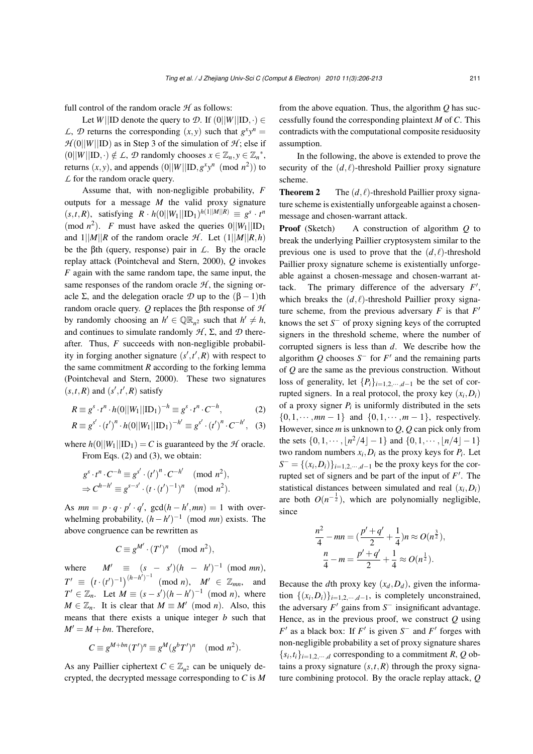full control of the random oracle $\mathcal{H}$ as follows:

Let $W||\text{ID}$ denote the query to $\mathcal{D}$. If $(0||W||\text{ID},\cdot) \in \mathcal{L}$, $\mathcal{D}$ returns the corresponding $(x,y)$ such that $g^x y^n = \mathcal{H}(0||W||\text{ID})$ as in Step 3 of the simulation of $\mathcal{H}$; else if $(0||W||\text{ID},\cdot) \notin \mathcal{L}$, $\mathcal{D}$ randomly chooses $x \in \mathbb{Z}_n, y \in \mathbb{Z}_n{}^*$, returns $(x,y)$, and appends $(0||W||\text{ID}, g^x y^n \pmod{n^2})$ to $\mathcal{L}$ for the random oracle query.

Assume that, with non-negligible probability, $F$ outputs for a message $M$ the valid proxy signature $(s,t,R)$, satisfying $R \cdot h(0||W_1||\text{ID}_1)^{h(1||M||R)} \equiv g^s \cdot t^n \pmod{n^2}$. $F$ must have asked the queries $0||W_1||\text{ID}_1$ and $1||M||R$ of the random oracle $\mathcal{H}$. Let $(1||M||R,h)$ be the βth (query, response) pair in $\mathcal{L}$. By the oracle replay attack (Pointcheval and Stern, 2000), $Q$ invokes $F$ again with the same random tape, the same input, the same responses of the random oracle $\mathcal{H}$, the signing oracle $\Sigma$, and the delegation oracle $\mathcal{D}$ up to the $(\beta-1)$th random oracle query. $Q$ replaces the βth response of $\mathcal{H}$ by randomly choosing an $h' \in \mathbb{QR}_{n^2}$ such that $h' \neq h$, and continues to simulate randomly $\mathcal{H}$, $\Sigma$, and $\mathcal{D}$ thereafter. Thus, $F$ succeeds with non-negligible probability in forging another signature $(s',t',R)$ with respect to the same commitment $R$ according to the forking lemma (Pointcheval and Stern, 2000). These two signatures $(s,t,R)$ and $(s',t',R)$ satisfy

$$R \equiv g^s \cdot t^n \cdot h(0||W_1||\text{ID}_1)^{-h} \equiv g^s \cdot t^n \cdot C^{-h}, \tag{2}$$

$$R \equiv g^{s'} \cdot (t')^n \cdot h(0||W_1||\text{ID}_1)^{-h'} \equiv g^{s'} \cdot (t')^n \cdot C^{-h'}, \tag{3}$$

where $h(0||W_1||\text{ID}_1) = C$ is guaranteed by the $\mathcal{H}$ oracle.

From Eqs. (2) and (3), we obtain:

$$g^s \cdot t^n \cdot C^{-h} \equiv g^{s'} \cdot (t')^n \cdot C^{-h'} \pmod{n^2},$$
$$\Rightarrow C^{h-h'} \equiv g^{s-s'} \cdot (t \cdot (t')^{-1})^n \pmod{n^2}.$$

As $mn = p \cdot q \cdot p' \cdot q'$, $\gcd(h-h', mn) = 1$ with overwhelming probability, $(h-h')^{-1} \pmod{mn}$ exists. The above congruence can be rewritten as

$$C \equiv g^{M'} \cdot (T')^n \pmod{n^2},$$

where $M' \equiv (s-s')(h-h')^{-1} \pmod{mn}$, $T' \equiv \left(t \cdot (t')^{-1}\right)^{(h-h')^{-1}} \pmod{n}$, $M' \in \mathbb{Z}_{mn}$, and $T' \in \mathbb{Z}_n$. Let $M \equiv (s-s')(h-h')^{-1} \pmod{n}$, where $M \in \mathbb{Z}_n$. It is clear that $M \equiv M' \pmod{n}$. Also, this means that there exists a unique integer $b$ such that $M' = M + bn$. Therefore,

$$C \equiv g^{M+bn}(T')^n \equiv g^M (g^b T')^n \pmod{n^2}.$$

As any Paillier ciphertext $C \in \mathbb{Z}_{n^2}$ can be uniquely decrypted, the decrypted message corresponding to $C$ is $M$ from the above equation. Thus, the algorithm $Q$ has successfully found the corresponding plaintext $M$ of $C$. This contradicts with the computational composite residuosity assumption.

In the following, the above is extended to prove the security of the $(d,\ell)$-threshold Paillier proxy signature scheme.

**Theorem 2** The $(d,\ell)$-threshold Paillier proxy signature scheme is existentially unforgeable against a chosen-message and chosen-warrant attack.

**Proof** (Sketch) A construction of algorithm $Q$ to break the underlying Paillier cryptosystem similar to the previous one is used to prove that the $(d,\ell)$-threshold Paillier proxy signature scheme is existentially unforgeable against a chosen-message and chosen-warrant attack. The primary difference of the adversary $F'$, which breaks the $(d,\ell)$-threshold Paillier proxy signature scheme, from the previous adversary $F$ is that $F'$ knows the set $S^-$ of proxy signing keys of the corrupted signers in the threshold scheme, where the number of corrupted signers is less than $d$. We describe how the algorithm $Q$ chooses $S^-$ for $F'$ and the remaining parts of $Q$ are the same as the previous construction. Without loss of generality, let $\{P_i\}_{i=1,2,\cdots,d-1}$ be the set of corrupted signers. In a real protocol, the proxy key $(x_i, D_i)$ of a proxy signer $P_i$ is uniformly distributed in the sets $\{0,1,\cdots,mn-1\}$ and $\{0,1,\cdots,m-1\}$, respectively. However, since $m$ is unknown to $Q$, $Q$ can pick only from the sets $\{0,1,\cdots,\lfloor n^2/4\rfloor-1\}$ and $\{0,1,\cdots,\lfloor n/4\rfloor-1\}$ two random numbers $x_i, D_i$ as the proxy keys for $P_i$. Let $S^- = \{(x_i,D_i)\}_{i=1,2,\cdots,d-1}$ be the proxy keys for the corrupted set of signers and be part of the input of $F'$. The statistical distances between simulated and real $(x_i,D_i)$ are both $O(n^{-\frac{1}{2}})$, which are polynomially negligible, since

$$\frac{n^2}{4} - mn = \left(\frac{p'+q'}{2} + \frac{1}{4}\right)n \approx O(n^{\frac{3}{2}}),$$
$$\frac{n}{4} - m = \frac{p'+q'}{2} + \frac{1}{4} \approx O(n^{\frac{1}{2}}).$$

Because the $d$th proxy key $(x_d, D_d)$, given the information $\{(x_i,D_i)\}_{i=1,2,\cdots,d-1}$, is completely unconstrained, the adversary $F'$ gains from $S^-$ insignificant advantage. Hence, as in the previous proof, we construct $Q$ using $F'$ as a black box: If $F'$ is given $S^-$ and $F'$ forges with non-negligible probability a set of proxy signature shares $\{s_i,t_i\}_{i=1,2,\cdots,d}$ corresponding to a commitment $R$, $Q$ obtains a proxy signature $(s,t,R)$ through the proxy signature combining protocol. By the oracle replay attack, $Q$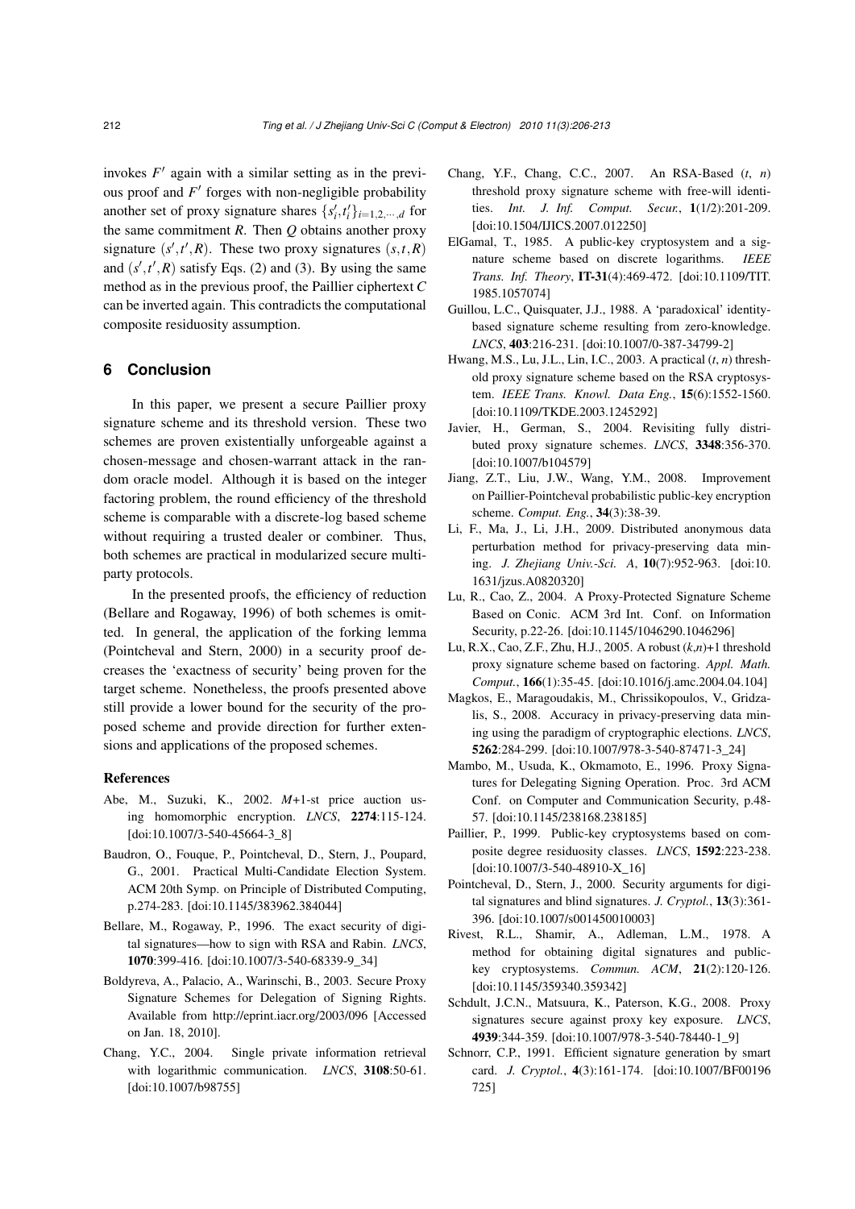invokes $F'$ again with a similar setting as in the previous proof and $F'$ forges with non-negligible probability another set of proxy signature shares $\{s_i', t_i'\}_{i=1,2,\cdots,d}$ for the same commitment $R$. Then $Q$ obtains another proxy signature $(s', t', R)$. These two proxy signatures $(s, t, R)$ and $(s', t', R)$ satisfy Eqs. (2) and (3). By using the same method as in the previous proof, the Paillier ciphertext $C$ can be inverted again. This contradicts the computational composite residuosity assumption.

## 6 Conclusion

In this paper, we present a secure Paillier proxy signature scheme and its threshold version. These two schemes are proven existentially unforgeable against a chosen-message and chosen-warrant attack in the random oracle model. Although it is based on the integer factoring problem, the round efficiency of the threshold scheme is comparable with a discrete-log based scheme without requiring a trusted dealer or combiner. Thus, both schemes are practical in modularized secure multiparty protocols.

In the presented proofs, the efficiency of reduction (Bellare and Rogaway, 1996) of both schemes is omitted. In general, the application of the forking lemma (Pointcheval and Stern, 2000) in a security proof decreases the 'exactness of security' being proven for the target scheme. Nonetheless, the proofs presented above still provide a lower bound for the security of the proposed scheme and provide direction for further extensions and applications of the proposed schemes.

### References

Abe, M., Suzuki, K., 2002. *M*+1-st price auction using homomorphic encryption. *LNCS*, **2274**:115-124. [doi:10.1007/3-540-45664-3_8]

Baudron, O., Fouque, P., Pointcheval, D., Stern, J., Poupard, G., 2001. Practical Multi-Candidate Election System. ACM 20th Symp. on Principle of Distributed Computing, p.274-283. [doi:10.1145/383962.384044]

Bellare, M., Rogaway, P., 1996. The exact security of digital signatures—how to sign with RSA and Rabin. *LNCS*, **1070**:399-416. [doi:10.1007/3-540-68339-9_34]

Boldyreva, A., Palacio, A., Warinschi, B., 2003. Secure Proxy Signature Schemes for Delegation of Signing Rights. Available from http://eprint.iacr.org/2003/096 [Accessed on Jan. 18, 2010].

Chang, Y.C., 2004. Single private information retrieval with logarithmic communication. *LNCS*, **3108**:50-61. [doi:10.1007/b98755]

Chang, Y.F., Chang, C.C., 2007. An RSA-Based ($t$, $n$) threshold proxy signature scheme with free-will identities. *Int. J. Inf. Comput. Secur.*, **1**(1/2):201-209. [doi:10.1504/IJICS.2007.012250]

ElGamal, T., 1985. A public-key cryptosystem and a signature scheme based on discrete logarithms. *IEEE Trans. Inf. Theory*, **IT-31**(4):469-472. [doi:10.1109/TIT.1985.1057074]

Guillou, L.C., Quisquater, J.J., 1988. A 'paradoxical' identity-based signature scheme resulting from zero-knowledge. *LNCS*, **403**:216-231. [doi:10.1007/0-387-34799-2]

Hwang, M.S., Lu, J.L., Lin, I.C., 2003. A practical ($t$, $n$) threshold proxy signature scheme based on the RSA cryptosystem. *IEEE Trans. Knowl. Data Eng.*, **15**(6):1552-1560. [doi:10.1109/TKDE.2003.1245292]

Javier, H., German, S., 2004. Revisiting fully distributed proxy signature schemes. *LNCS*, **3348**:356-370. [doi:10.1007/b104579]

Jiang, Z.T., Liu, J.W., Wang, Y.M., 2008. Improvement on Paillier-Pointcheval probabilistic public-key encryption scheme. *Comput. Eng.*, **34**(3):38-39.

Li, F., Ma, J., Li, J.H., 2009. Distributed anonymous data perturbation method for privacy-preserving data mining. *J. Zhejiang Univ.-Sci. A*, **10**(7):952-963. [doi:10.1631/jzus.A0820320]

Lu, R., Cao, Z., 2004. A Proxy-Protected Signature Scheme Based on Conic. ACM 3rd Int. Conf. on Information Security, p.22-26. [doi:10.1145/1046290.1046296]

Lu, R.X., Cao, Z.F., Zhu, H.J., 2005. A robust ($k$,$n$)+1 threshold proxy signature scheme based on factoring. *Appl. Math. Comput.*, **166**(1):35-45. [doi:10.1016/j.amc.2004.04.104]

Magkos, E., Maragoudakis, M., Chrissikopoulos, V., Gridzalis, S., 2008. Accuracy in privacy-preserving data mining using the paradigm of cryptographic elections. *LNCS*, **5262**:284-299. [doi:10.1007/978-3-540-87471-3_24]

Mambo, M., Usuda, K., Okmamoto, E., 1996. Proxy Signatures for Delegating Signing Operation. Proc. 3rd ACM Conf. on Computer and Communication Security, p.48-57. [doi:10.1145/238168.238185]

Paillier, P., 1999. Public-key cryptosystems based on composite degree residuosity classes. *LNCS*, **1592**:223-238. [doi:10.1007/3-540-48910-X_16]

Pointcheval, D., Stern, J., 2000. Security arguments for digital signatures and blind signatures. *J. Cryptol.*, **13**(3):361-396. [doi:10.1007/s001450010003]

Rivest, R.L., Shamir, A., Adleman, L.M., 1978. A method for obtaining digital signatures and public-key cryptosystems. *Commun. ACM*, **21**(2):120-126. [doi:10.1145/359340.359342]

Schdult, J.C.N., Matsuura, K., Paterson, K.G., 2008. Proxy signatures secure against proxy key exposure. *LNCS*, **4939**:344-359. [doi:10.1007/978-3-540-78440-1_9]

Schnorr, C.P., 1991. Efficient signature generation by smart card. *J. Cryptol.*, **4**(3):161-174. [doi:10.1007/BF00196725]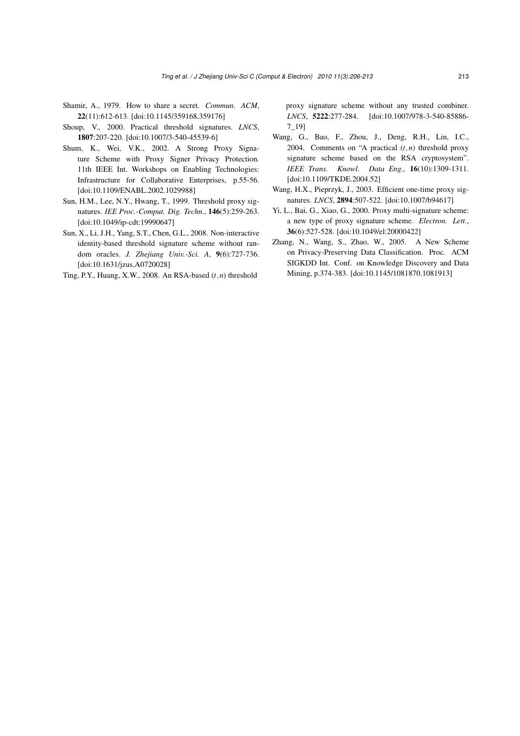Shamir, A., 1979. How to share a secret. *Commun. ACM*, **22**(11):612-613. [doi:10.1145/359168.359176]

Shoup, V., 2000. Practical threshold signatures. *LNCS*, **1807**:207-220. [doi:10.1007/3-540-45539-6]

Shum, K., Wei, V.K., 2002. A Strong Proxy Signature Scheme with Proxy Signer Privacy Protection. 11th IEEE Int. Workshops on Enabling Technologies: Infrastructure for Collaborative Enterprises, p.55-56. [doi:10.1109/ENABL.2002.1029988]

Sun, H.M., Lee, N.Y., Hwang, T., 1999. Threshold proxy signatures. *IEE Proc.-Comput. Dig. Techn.*, **146**(5):259-263. [doi:10.1049/ip-cdt:19990647]

Sun, X., Li, J.H., Yang, S.T., Chen, G.L., 2008. Non-interactive identity-based threshold signature scheme without random oracles. *J. Zhejiang Univ.-Sci. A*, **9**(6):727-736. [doi:10.1631/jzus.A0720028]

Ting, P.Y., Huang, X.W., 2008. An RSA-based $(t, n)$ threshold proxy signature scheme without any trusted combiner. *LNCS*, **5222**:277-284. [doi:10.1007/978-3-540-85886-7_19]

Wang, G., Bao, F., Zhou, J., Deng, R.H., Lin, I.C., 2004. Comments on "A practical $(t, n)$ threshold proxy signature scheme based on the RSA cryptosystem". *IEEE Trans. Knowl. Data Eng.*, **16**(10):1309-1311. [doi:10.1109/TKDE.2004.52]

Wang, H.X., Pieprzyk, J., 2003. Efficient one-time proxy signatures. *LNCS*, **2894**:507-522. [doi:10.1007/b94617]

Yi, L., Bai, G., Xiao, G., 2000. Proxy multi-signature scheme: a new type of proxy signature scheme. *Electron. Lett.*, **36**(6):527-528. [doi:10.1049/el:20000422]

Zhang, N., Wang, S., Zhao, W., 2005. A New Scheme on Privacy-Preserving Data Classification. Proc. ACM SIGKDD Int. Conf. on Knowledge Discovery and Data Mining, p.374-383. [doi:10.1145/1081870.1081913]